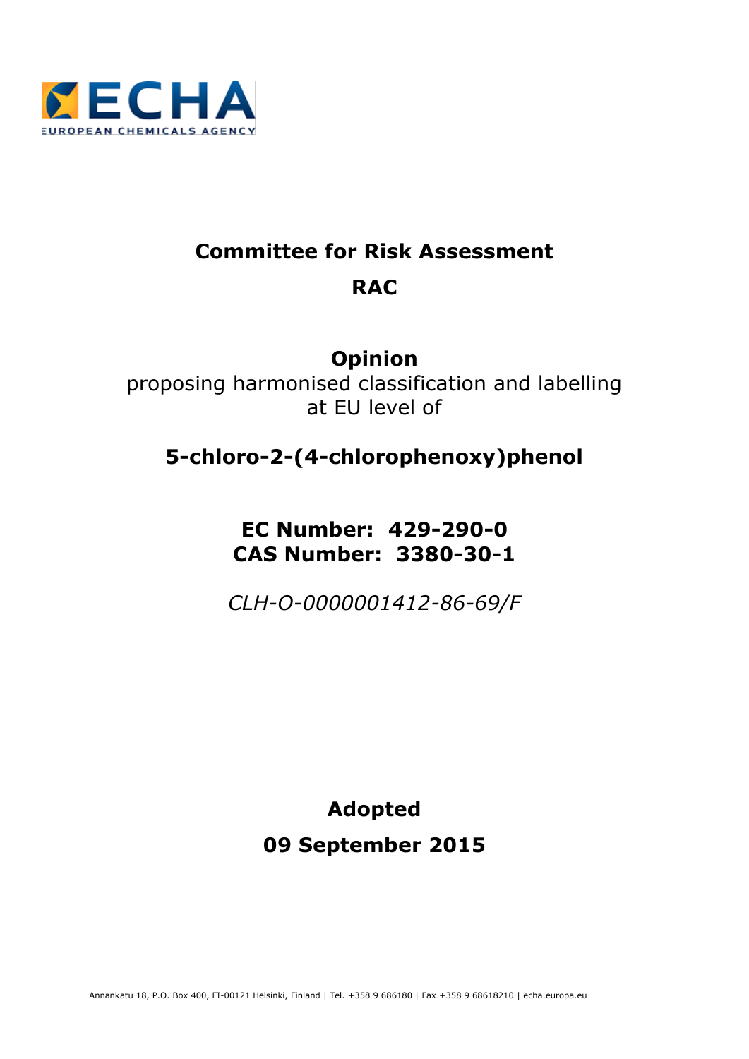ECHA
EUROPEAN CHEMICALS AGENCY

# Committee for Risk Assessment

# RAC

## Opinion

proposing harmonised classification and labelling at EU level of

## 5-chloro-2-(4-chlorophenoxy)phenol

**EC Number: 429-290-0**
**CAS Number: 3380-30-1**

*CLH-O-0000001412-86-69/F*

**Adopted**

**09 September 2015**

Annankatu 18, P.O. Box 400, FI-00121 Helsinki, Finland | Tel. +358 9 686180 | Fax +358 9 68618210 | echa.europa.eu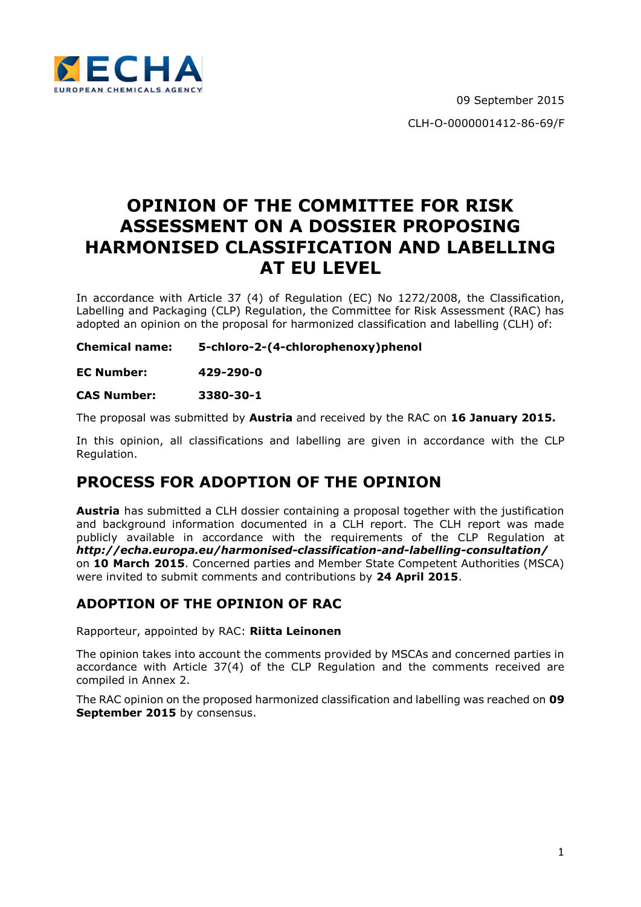09 September 2015

CLH-O-0000001412-86-69/F

# OPINION OF THE COMMITTEE FOR RISK ASSESSMENT ON A DOSSIER PROPOSING HARMONISED CLASSIFICATION AND LABELLING AT EU LEVEL

In accordance with Article 37 (4) of Regulation (EC) No 1272/2008, the Classification, Labelling and Packaging (CLP) Regulation, the Committee for Risk Assessment (RAC) has adopted an opinion on the proposal for harmonized classification and labelling (CLH) of:

**Chemical name:** **5-chloro-2-(4-chlorophenoxy)phenol**

**EC Number:** **429-290-0**

**CAS Number:** **3380-30-1**

The proposal was submitted by **Austria** and received by the RAC on **16 January 2015.**

In this opinion, all classifications and labelling are given in accordance with the CLP Regulation.

## PROCESS FOR ADOPTION OF THE OPINION

**Austria** has submitted a CLH dossier containing a proposal together with the justification and background information documented in a CLH report. The CLH report was made publicly available in accordance with the requirements of the CLP Regulation at ***http://echa.europa.eu/harmonised-classification-and-labelling-consultation/*** on **10 March 2015**. Concerned parties and Member State Competent Authorities (MSCA) were invited to submit comments and contributions by **24 April 2015**.

### ADOPTION OF THE OPINION OF RAC

Rapporteur, appointed by RAC: **Riitta Leinonen**

The opinion takes into account the comments provided by MSCAs and concerned parties in accordance with Article 37(4) of the CLP Regulation and the comments received are compiled in Annex 2.

The RAC opinion on the proposed harmonized classification and labelling was reached on **09 September 2015** by consensus.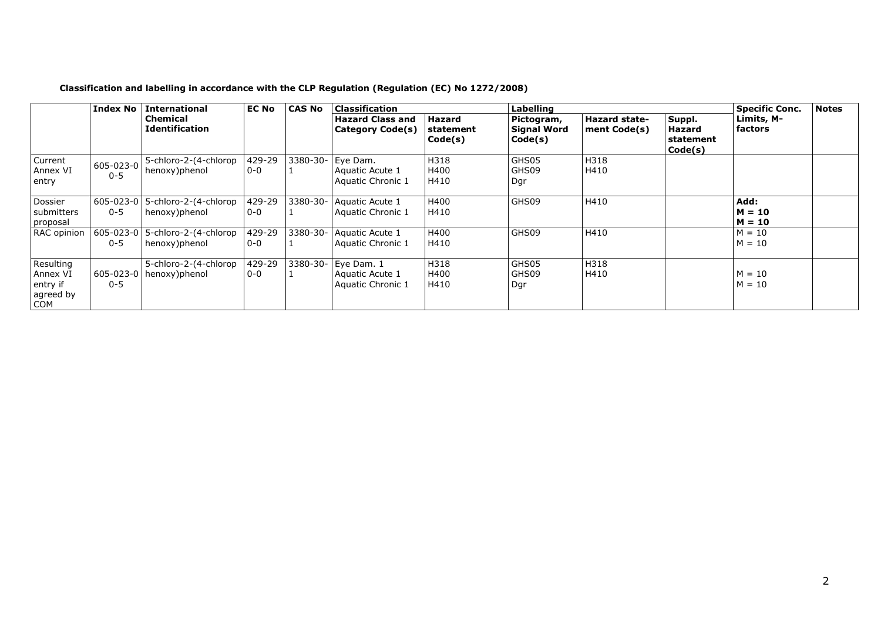**Classification and labelling in accordance with the CLP Regulation (Regulation (EC) No 1272/2008)**

| | Index No | International Chemical Identification | EC No | CAS No | Classification | | Labelling | | | Specific Conc. Limits, M-factors | Notes |
|---|---|---|---|---|---|---|---|---|---|---|---|
| | | | | | **Hazard Class and Category Code(s)** | **Hazard statement Code(s)** | **Pictogram, Signal Word Code(s)** | **Hazard statement Code(s)** | **Suppl. Hazard statement Code(s)** | | |
| Current Annex VI entry | 605-023-00-5 | 5-chloro-2-(4-chlorophenoxy)phenol | 429-290-0 | 3380-30-1 | Eye Dam.<br>Aquatic Acute 1<br>Aquatic Chronic 1 | H318<br>H400<br>H410 | GHS05<br>GHS09<br>Dgr | H318<br>H410 | | | |
| Dossier submitters proposal | 605-023-00-5 | 5-chloro-2-(4-chlorophenoxy)phenol | 429-290-0 | 3380-30-1 | Aquatic Acute 1<br>Aquatic Chronic 1 | H400<br>H410 | GHS09 | H410 | | **Add:**<br>**M = 10**<br>**M = 10** | |
| RAC opinion | 605-023-00-5 | 5-chloro-2-(4-chlorophenoxy)phenol | 429-290-0 | 3380-30-1 | Aquatic Acute 1<br>Aquatic Chronic 1 | H400<br>H410 | GHS09 | H410 | | M = 10<br>M = 10 | |
| Resulting Annex VI entry if agreed by COM | 605-023-00-5 | 5-chloro-2-(4-chlorophenoxy)phenol | 429-290-0 | 3380-30-1 | Eye Dam. 1<br>Aquatic Acute 1<br>Aquatic Chronic 1 | H318<br>H400<br>H410 | GHS05<br>GHS09<br>Dgr | H318<br>H410 | | M = 10<br>M = 10 | |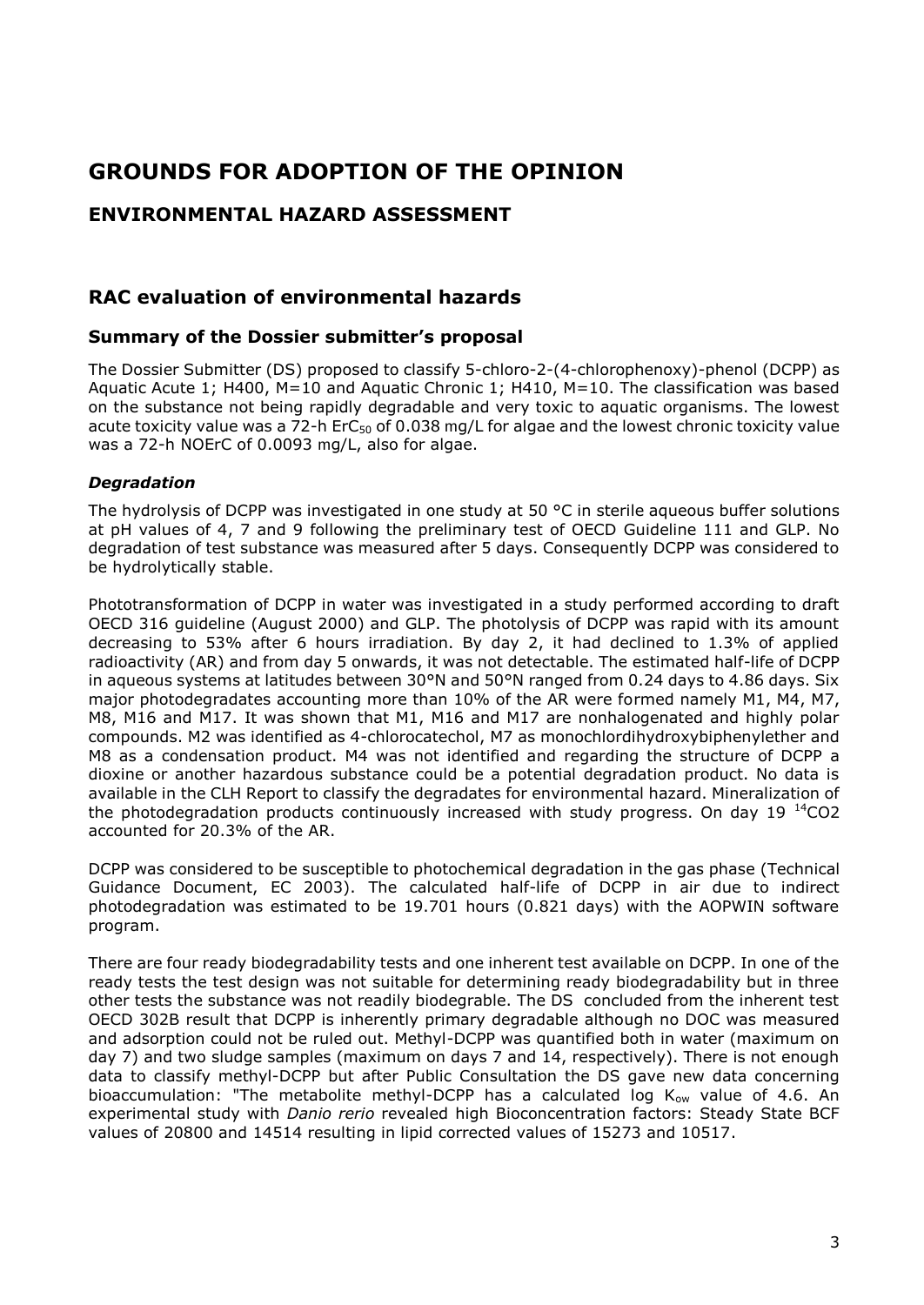# GROUNDS FOR ADOPTION OF THE OPINION

## ENVIRONMENTAL HAZARD ASSESSMENT

## RAC evaluation of environmental hazards

### Summary of the Dossier submitter's proposal

The Dossier Submitter (DS) proposed to classify 5-chloro-2-(4-chlorophenoxy)-phenol (DCPP) as Aquatic Acute 1; H400, M=10 and Aquatic Chronic 1; H410, M=10. The classification was based on the substance not being rapidly degradable and very toxic to aquatic organisms. The lowest acute toxicity value was a 72-h $ErC_{50}$ of 0.038 mg/L for algae and the lowest chronic toxicity value was a 72-h NOErC of 0.0093 mg/L, also for algae.

#### *Degradation*

The hydrolysis of DCPP was investigated in one study at 50 °C in sterile aqueous buffer solutions at pH values of 4, 7 and 9 following the preliminary test of OECD Guideline 111 and GLP. No degradation of test substance was measured after 5 days. Consequently DCPP was considered to be hydrolytically stable.

Phototransformation of DCPP in water was investigated in a study performed according to draft OECD 316 guideline (August 2000) and GLP. The photolysis of DCPP was rapid with its amount decreasing to 53% after 6 hours irradiation. By day 2, it had declined to 1.3% of applied radioactivity (AR) and from day 5 onwards, it was not detectable. The estimated half-life of DCPP in aqueous systems at latitudes between 30°N and 50°N ranged from 0.24 days to 4.86 days. Six major photodegradates accounting more than 10% of the AR were formed namely M1, M4, M7, M8, M16 and M17. It was shown that M1, M16 and M17 are nonhalogenated and highly polar compounds. M2 was identified as 4-chlorocatechol, M7 as monochlordihydroxybiphenylether and M8 as a condensation product. M4 was not identified and regarding the structure of DCPP a dioxine or another hazardous substance could be a potential degradation product. No data is available in the CLH Report to classify the degradates for environmental hazard. Mineralization of the photodegradation products continuously increased with study progress. On day 19 $^{14}CO_2$ accounted for 20.3% of the AR.

DCPP was considered to be susceptible to photochemical degradation in the gas phase (Technical Guidance Document, EC 2003). The calculated half-life of DCPP in air due to indirect photodegradation was estimated to be 19.701 hours (0.821 days) with the AOPWIN software program.

There are four ready biodegradability tests and one inherent test available on DCPP. In one of the ready tests the test design was not suitable for determining ready biodegradability but in three other tests the substance was not readily biodegrable. The DS concluded from the inherent test OECD 302B result that DCPP is inherently primary degradable although no DOC was measured and adsorption could not be ruled out. Methyl-DCPP was quantified both in water (maximum on day 7) and two sludge samples (maximum on days 7 and 14, respectively). There is not enough data to classify methyl-DCPP but after Public Consultation the DS gave new data concerning bioaccumulation: "The metabolite methyl-DCPP has a calculated log $K_{ow}$ value of 4.6. An experimental study with *Danio rerio* revealed high Bioconcentration factors: Steady State BCF values of 20800 and 14514 resulting in lipid corrected values of 15273 and 10517.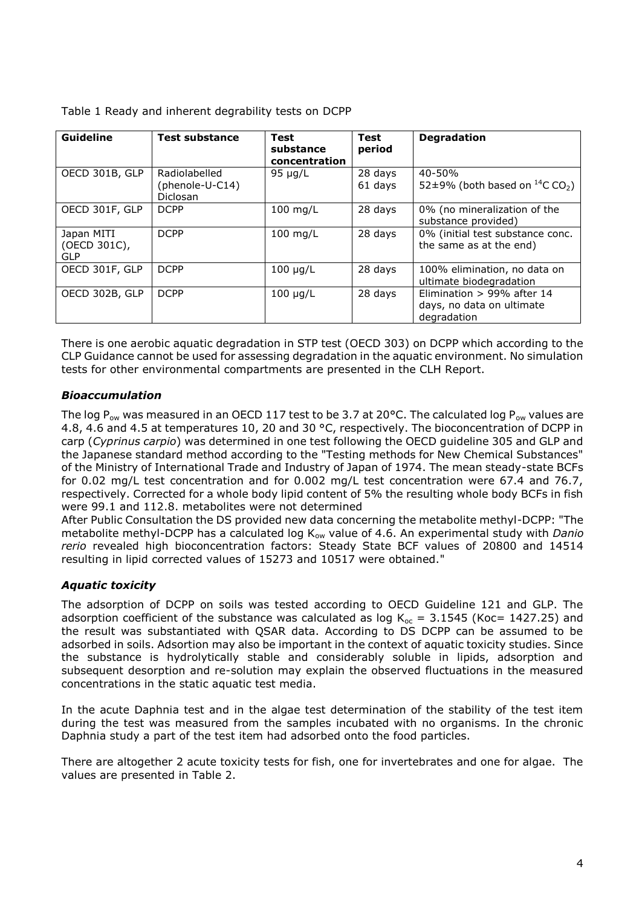Table 1 Ready and inherent degrability tests on DCPP

| Guideline | Test substance | Test substance concentration | Test period | Degradation |
|---|---|---|---|---|
| OECD 301B, GLP | Radiolabelled (phenole-U-C14) Diclosan | 95 µg/L | 28 days<br>61 days | 40-50%<br>52±9% (both based on $^{14}C\ CO_2$) |
| OECD 301F, GLP | DCPP | 100 mg/L | 28 days | 0% (no mineralization of the substance provided) |
| Japan MITI (OECD 301C), GLP | DCPP | 100 mg/L | 28 days | 0% (initial test substance conc. the same as at the end) |
| OECD 301F, GLP | DCPP | 100 µg/L | 28 days | 100% elimination, no data on ultimate biodegradation |
| OECD 302B, GLP | DCPP | 100 µg/L | 28 days | Elimination > 99% after 14 days, no data on ultimate degradation |

There is one aerobic aquatic degradation in STP test (OECD 303) on DCPP which according to the CLP Guidance cannot be used for assessing degradation in the aquatic environment. No simulation tests for other environmental compartments are presented in the CLH Report.

### *Bioaccumulation*

The log $P_{ow}$ was measured in an OECD 117 test to be 3.7 at 20°C. The calculated log $P_{ow}$ values are 4.8, 4.6 and 4.5 at temperatures 10, 20 and 30 °C, respectively. The bioconcentration of DCPP in carp (*Cyprinus carpio*) was determined in one test following the OECD guideline 305 and GLP and the Japanese standard method according to the "Testing methods for New Chemical Substances" of the Ministry of International Trade and Industry of Japan of 1974. The mean steady-state BCFs for 0.02 mg/L test concentration and for 0.002 mg/L test concentration were 67.4 and 76.7, respectively. Corrected for a whole body lipid content of 5% the resulting whole body BCFs in fish were 99.1 and 112.8. metabolites were not determined

After Public Consultation the DS provided new data concerning the metabolite methyl-DCPP: "The metabolite methyl-DCPP has a calculated log $K_{ow}$ value of 4.6. An experimental study with *Danio rerio* revealed high bioconcentration factors: Steady State BCF values of 20800 and 14514 resulting in lipid corrected values of 15273 and 10517 were obtained."

### *Aquatic toxicity*

The adsorption of DCPP on soils was tested according to OECD Guideline 121 and GLP. The adsorption coefficient of the substance was calculated as log $K_{oc}$ = 3.1545 (Koc= 1427.25) and the result was substantiated with QSAR data. According to DS DCPP can be assumed to be adsorbed in soils. Adsortion may also be important in the context of aquatic toxicity studies. Since the substance is hydrolytically stable and considerably soluble in lipids, adsorption and subsequent desorption and re-solution may explain the observed fluctuations in the measured concentrations in the static aquatic test media.

In the acute Daphnia test and in the algae test determination of the stability of the test item during the test was measured from the samples incubated with no organisms. In the chronic Daphnia study a part of the test item had adsorbed onto the food particles.

There are altogether 2 acute toxicity tests for fish, one for invertebrates and one for algae. The values are presented in Table 2.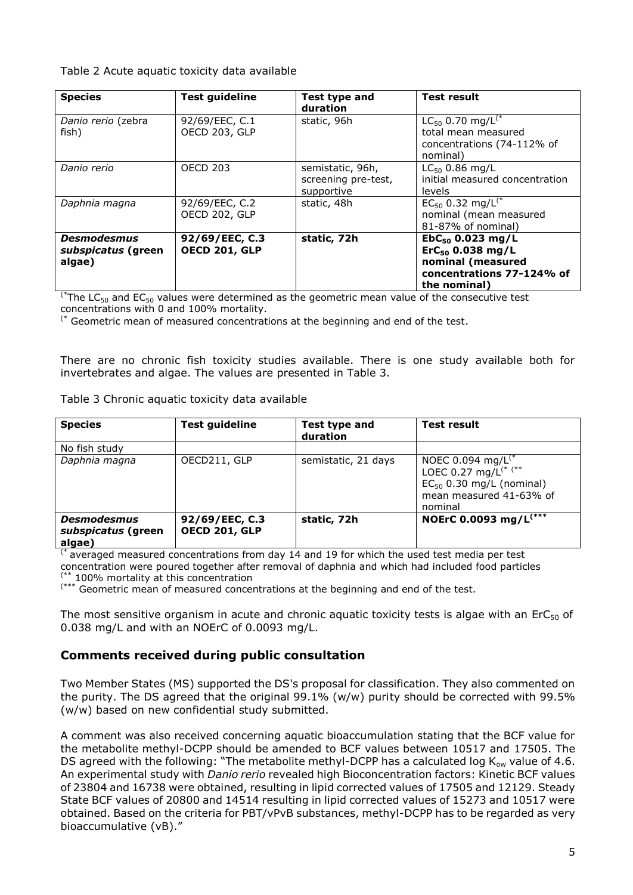Table 2 Acute aquatic toxicity data available

| Species | Test guideline | Test type and duration | Test result |
|---|---|---|---|
| *Danio rerio* (zebra fish) | 92/69/EEC, C.1 OECD 203, GLP | static, 96h | $LC_{50}$ 0.70 mg/L(* total mean measured concentrations (74-112% of nominal) |
| *Danio rerio* | OECD 203 | semistatic, 96h, screening pre-test, supportive | $LC_{50}$ 0.86 mg/L initial measured concentration levels |
| *Daphnia magna* | 92/69/EEC, C.2 OECD 202, GLP | static, 48h | $EC_{50}$ 0.32 mg/L(* nominal (mean measured 81-87% of nominal) |
| ***Desmodesmus subspicatus* (green algae)** | **92/69/EEC, C.3 OECD 201, GLP** | **static, 72h** | **$EbC_{50}$ 0.023 mg/L $ErC_{50}$ 0.038 mg/L nominal (measured concentrations 77-124% of the nominal)** |

(*The $LC_{50}$ and $EC_{50}$ values were determined as the geometric mean value of the consecutive test concentrations with 0 and 100% mortality.

(* Geometric mean of measured concentrations at the beginning and end of the test.

There are no chronic fish toxicity studies available. There is one study available both for invertebrates and algae. The values are presented in Table 3.

Table 3 Chronic aquatic toxicity data available

| Species | Test guideline | Test type and duration | Test result |
|---|---|---|---|
| No fish study | | | |
| *Daphnia magna* | OECD211, GLP | semistatic, 21 days | NOEC 0.094 mg/L(* LOEC 0.27 mg/L(* (** $EC_{50}$ 0.30 mg/L (nominal) mean measured 41-63% of nominal |
| ***Desmodesmus subspicatus* (green algae)** | **92/69/EEC, C.3 OECD 201, GLP** | **static, 72h** | **NOErC 0.0093 mg/L(*** ** |

(* averaged measured concentrations from day 14 and 19 for which the used test media per test concentration were poured together after removal of daphnia and which had included food particles

(** 100% mortality at this concentration

(*** Geometric mean of measured concentrations at the beginning and end of the test.

The most sensitive organism in acute and chronic aquatic toxicity tests is algae with an $ErC_{50}$ of 0.038 mg/L and with an NOErC of 0.0093 mg/L.

## Comments received during public consultation

Two Member States (MS) supported the DS's proposal for classification. They also commented on the purity. The DS agreed that the original 99.1% (w/w) purity should be corrected with 99.5% (w/w) based on new confidential study submitted.

A comment was also received concerning aquatic bioaccumulation stating that the BCF value for the metabolite methyl-DCPP should be amended to BCF values between 10517 and 17505. The DS agreed with the following: "The metabolite methyl-DCPP has a calculated log $K_{ow}$ value of 4.6. An experimental study with *Danio rerio* revealed high Bioconcentration factors: Kinetic BCF values of 23804 and 16738 were obtained, resulting in lipid corrected values of 17505 and 12129. Steady State BCF values of 20800 and 14514 resulting in lipid corrected values of 15273 and 10517 were obtained. Based on the criteria for PBT/vPvB substances, methyl-DCPP has to be regarded as very bioaccumulative (vB)."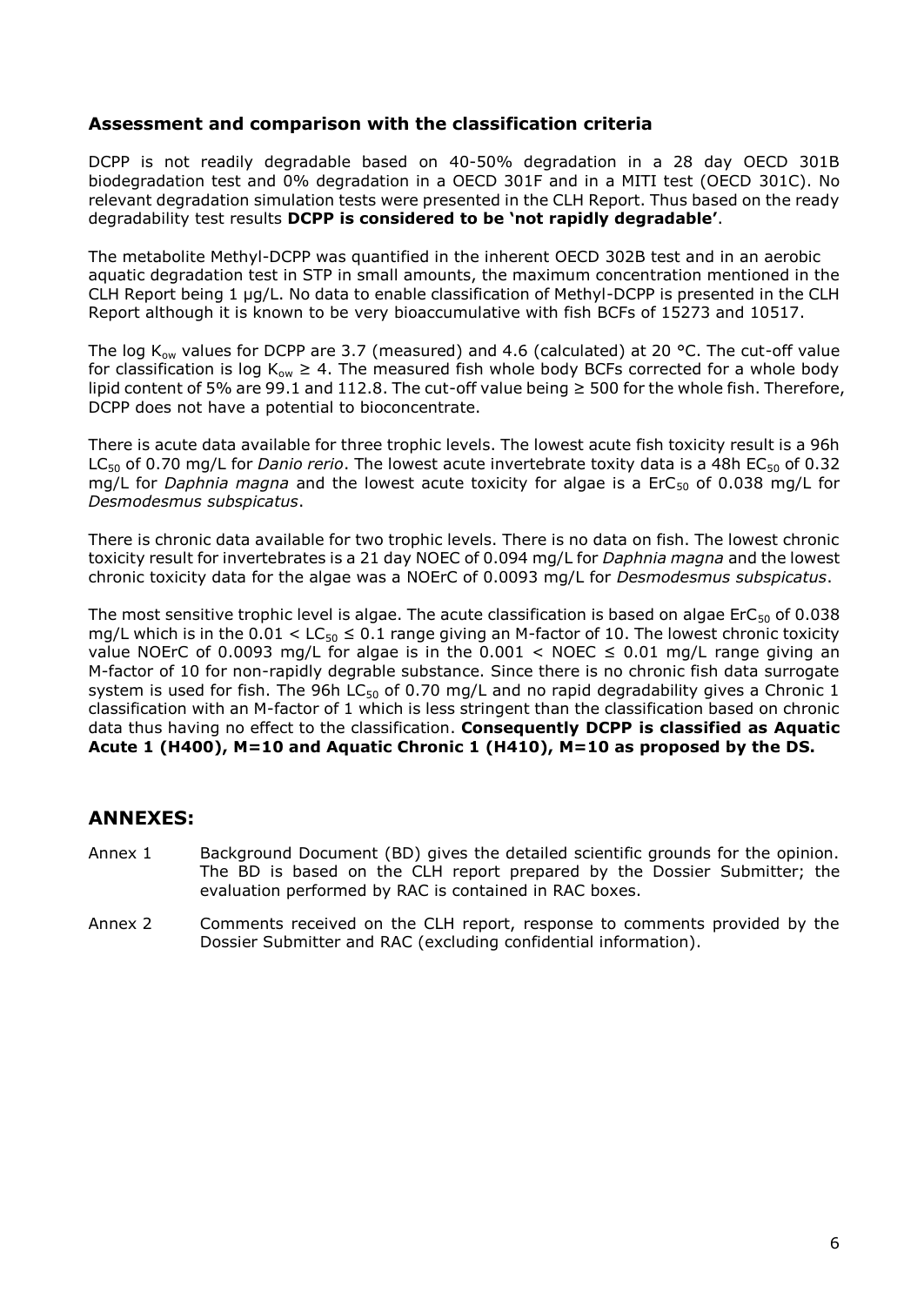### Assessment and comparison with the classification criteria

DCPP is not readily degradable based on 40-50% degradation in a 28 day OECD 301B biodegradation test and 0% degradation in a OECD 301F and in a MITI test (OECD 301C). No relevant degradation simulation tests were presented in the CLH Report. Thus based on the ready degradability test results **DCPP is considered to be 'not rapidly degradable'**.

The metabolite Methyl-DCPP was quantified in the inherent OECD 302B test and in an aerobic aquatic degradation test in STP in small amounts, the maximum concentration mentioned in the CLH Report being 1 µg/L. No data to enable classification of Methyl-DCPP is presented in the CLH Report although it is known to be very bioaccumulative with fish BCFs of 15273 and 10517.

The log $K_{ow}$ values for DCPP are 3.7 (measured) and 4.6 (calculated) at 20 °C. The cut-off value for classification is log $K_{ow} \geq 4$. The measured fish whole body BCFs corrected for a whole body lipid content of 5% are 99.1 and 112.8. The cut-off value being ≥ 500 for the whole fish. Therefore, DCPP does not have a potential to bioconcentrate.

There is acute data available for three trophic levels. The lowest acute fish toxicity result is a 96h $LC_{50}$ of 0.70 mg/L for *Danio rerio*. The lowest acute invertebrate toxity data is a 48h $EC_{50}$ of 0.32 mg/L for *Daphnia magna* and the lowest acute toxicity for algae is a $ErC_{50}$ of 0.038 mg/L for *Desmodesmus subspicatus*.

There is chronic data available for two trophic levels. There is no data on fish. The lowest chronic toxicity result for invertebrates is a 21 day NOEC of 0.094 mg/L for *Daphnia magna* and the lowest chronic toxicity data for the algae was a NOErC of 0.0093 mg/L for *Desmodesmus subspicatus*.

The most sensitive trophic level is algae. The acute classification is based on algae $ErC_{50}$ of 0.038 mg/L which is in the $0.01 < LC_{50} \leq 0.1$ range giving an M-factor of 10. The lowest chronic toxicity value NOErC of 0.0093 mg/L for algae is in the $0.001 < NOEC \leq 0.01$ mg/L range giving an M-factor of 10 for non-rapidly degrable substance. Since there is no chronic fish data surrogate system is used for fish. The 96h $LC_{50}$ of 0.70 mg/L and no rapid degradability gives a Chronic 1 classification with an M-factor of 1 which is less stringent than the classification based on chronic data thus having no effect to the classification. **Consequently DCPP is classified as Aquatic Acute 1 (H400), M=10 and Aquatic Chronic 1 (H410), M=10 as proposed by the DS.**

## ANNEXES:

Annex 1 Background Document (BD) gives the detailed scientific grounds for the opinion. The BD is based on the CLH report prepared by the Dossier Submitter; the evaluation performed by RAC is contained in RAC boxes.

Annex 2 Comments received on the CLH report, response to comments provided by the Dossier Submitter and RAC (excluding confidential information).